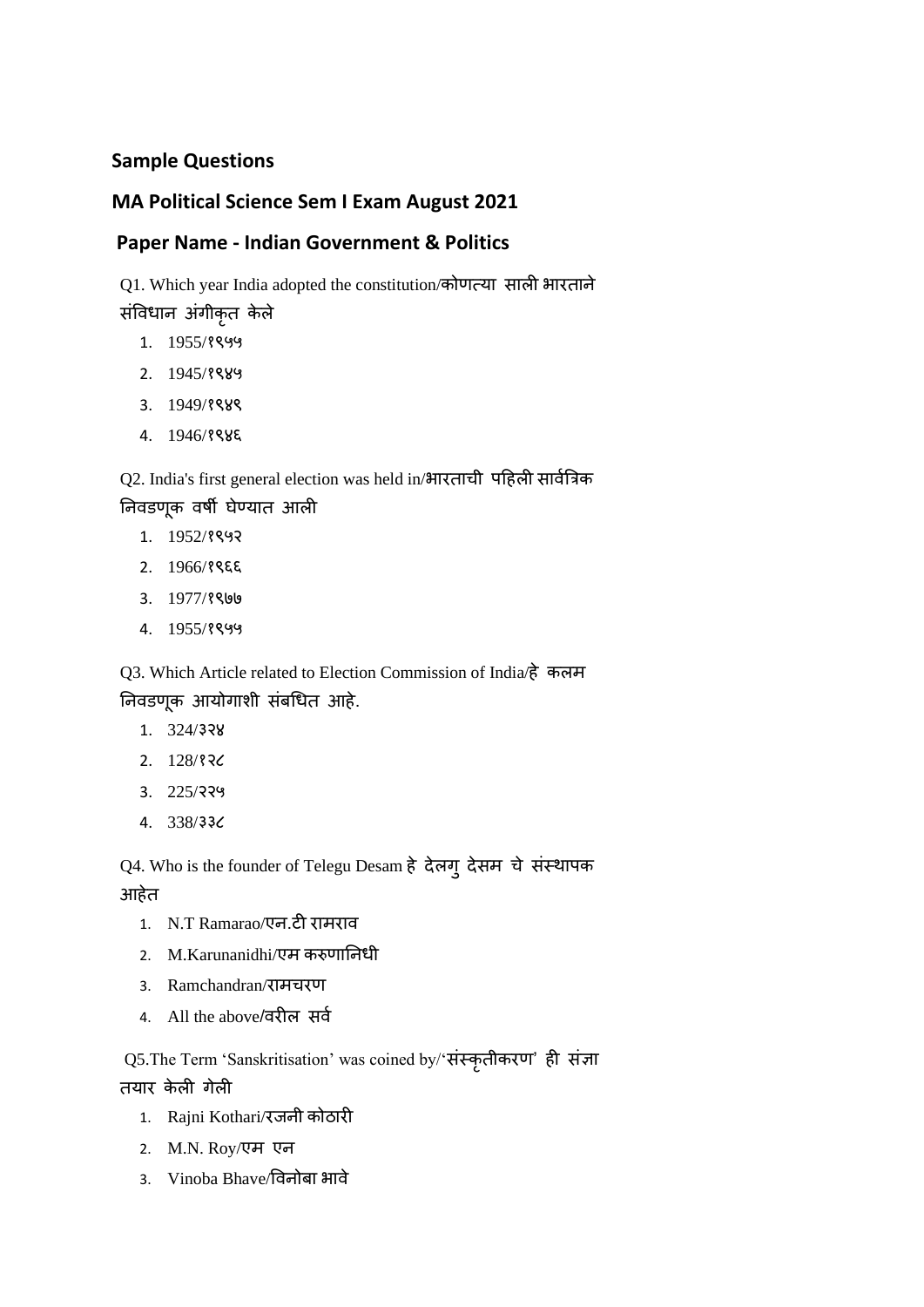## Sample Questions

## MA Political Science Sem I Exam August 2021

## Paper Name - Indian Government & Politics

Q1. Which year India adopted the constitution/कोणत्या साली भारताने संविधान अंगीकृत केले

1. 1955/१९५५
2. 1945/१९४५
3. 1949/१९४९
4. 1946/१९४६

Q2. India's first general election was held in/भारताची पहिली सार्वत्रिक निवडणूक वर्षी घेण्यात आली

1. 1952/१९५२
2. 1966/१९६६
3. 1977/१९७७
4. 1955/१९५५

Q3. Which Article related to Election Commission of India/हे कलम निवडणूक आयोगाशी संबधित आहे.

1. 324/३२४
2. 128/१२८
3. 225/२२५
4. 338/३३८

Q4. Who is the founder of Telegu Desam हे देलगु देसम चे संस्थापक आहेत

1. N.T Ramarao/एन.टी रामराव
2. M.Karunanidhi/एम करुणानिधी
3. Ramchandran/रामचरण
4. All the above/वरील सर्व

Q5.The Term 'Sanskritisation' was coined by/'संस्कृतीकरण' ही संज्ञा तयार केली गेली

1. Rajni Kothari/रजनी कोठारी
2. M.N. Roy/एम एन
3. Vinoba Bhave/विनोबा भावे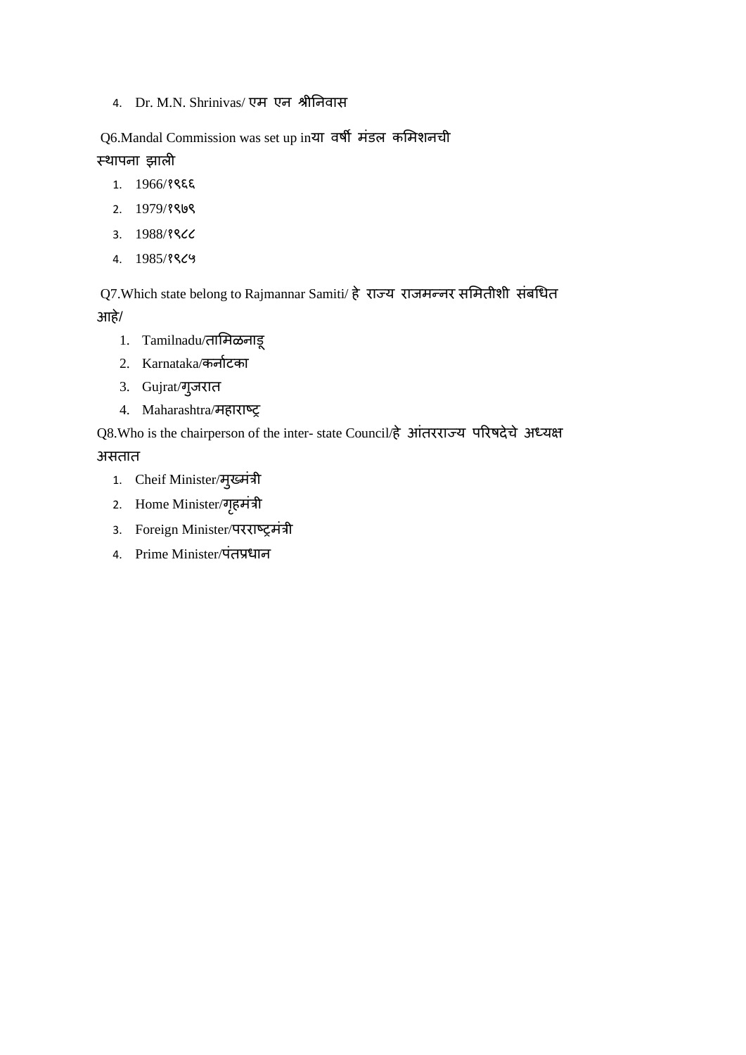4. Dr. M.N. Shrinivas/ एम एन श्रीनिवास

Q6.Mandal Commission was set up inया वर्षी मंडल कमिशनची स्थापना झाली

1. 1966/१९६६
2. 1979/१९७९
3. 1988/१९८८
4. 1985/१९८५

Q7.Which state belong to Rajmannar Samiti/ हे राज्य राजमन्नर समितीशी संबधित आहे/

1. Tamilnadu/तामिळनाडू
2. Karnataka/कर्नाटका
3. Gujrat/गुजरात
4. Maharashtra/महाराष्ट्र

Q8.Who is the chairperson of the inter- state Council/हे आंतरराज्य परिषदेचे अध्यक्ष असतात

1. Cheif Minister/मुख्मंत्री
2. Home Minister/गृहमंत्री
3. Foreign Minister/परराष्ट्रमंत्री
4. Prime Minister/पंतप्रधान